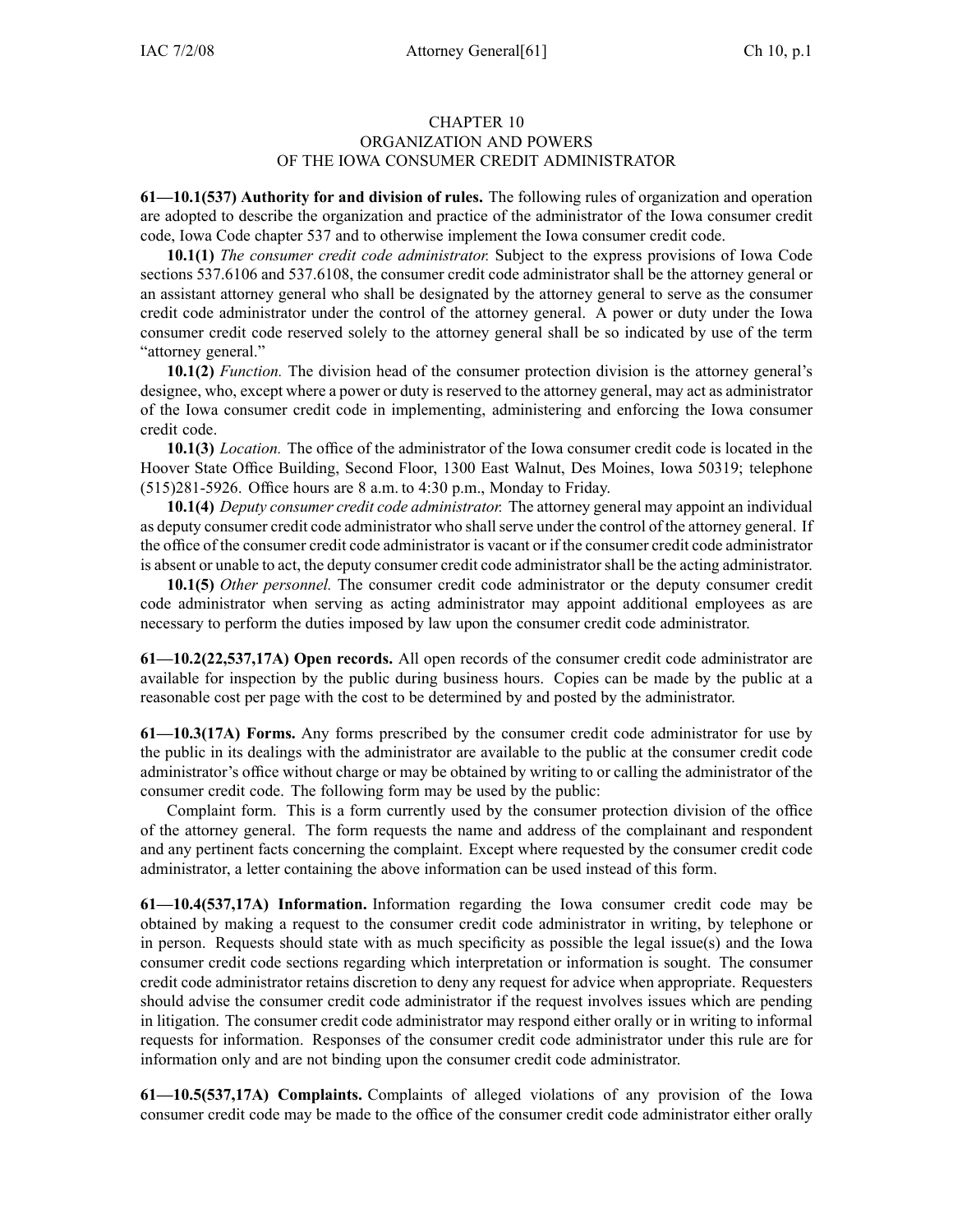# CHAPTER 10
## ORGANIZATION AND POWERS
## OF THE IOWA CONSUMER CREDIT ADMINISTRATOR

**61—10.1(537) Authority for and division of rules.** The following rules of organization and operation are adopted to describe the organization and practice of the administrator of the Iowa consumer credit code, Iowa Code chapter 537 and to otherwise implement the Iowa consumer credit code.

**10.1(1)** *The consumer credit code administrator.* Subject to the express provisions of Iowa Code sections 537.6106 and 537.6108, the consumer credit code administrator shall be the attorney general or an assistant attorney general who shall be designated by the attorney general to serve as the consumer credit code administrator under the control of the attorney general. A power or duty under the Iowa consumer credit code reserved solely to the attorney general shall be so indicated by use of the term "attorney general."

**10.1(2)** *Function.* The division head of the consumer protection division is the attorney general's designee, who, except where a power or duty is reserved to the attorney general, may act as administrator of the Iowa consumer credit code in implementing, administering and enforcing the Iowa consumer credit code.

**10.1(3)** *Location.* The office of the administrator of the Iowa consumer credit code is located in the Hoover State Office Building, Second Floor, 1300 East Walnut, Des Moines, Iowa 50319; telephone (515)281-5926. Office hours are 8 a.m. to 4:30 p.m., Monday to Friday.

**10.1(4)** *Deputy consumer credit code administrator.* The attorney general may appoint an individual as deputy consumer credit code administrator who shall serve under the control of the attorney general. If the office of the consumer credit code administrator is vacant or if the consumer credit code administrator is absent or unable to act, the deputy consumer credit code administrator shall be the acting administrator.

**10.1(5)** *Other personnel.* The consumer credit code administrator or the deputy consumer credit code administrator when serving as acting administrator may appoint additional employees as are necessary to perform the duties imposed by law upon the consumer credit code administrator.

**61—10.2(22,537,17A) Open records.** All open records of the consumer credit code administrator are available for inspection by the public during business hours. Copies can be made by the public at a reasonable cost per page with the cost to be determined by and posted by the administrator.

**61—10.3(17A) Forms.** Any forms prescribed by the consumer credit code administrator for use by the public in its dealings with the administrator are available to the public at the consumer credit code administrator's office without charge or may be obtained by writing to or calling the administrator of the consumer credit code. The following form may be used by the public:

Complaint form. This is a form currently used by the consumer protection division of the office of the attorney general. The form requests the name and address of the complainant and respondent and any pertinent facts concerning the complaint. Except where requested by the consumer credit code administrator, a letter containing the above information can be used instead of this form.

**61—10.4(537,17A) Information.** Information regarding the Iowa consumer credit code may be obtained by making a request to the consumer credit code administrator in writing, by telephone or in person. Requests should state with as much specificity as possible the legal issue(s) and the Iowa consumer credit code sections regarding which interpretation or information is sought. The consumer credit code administrator retains discretion to deny any request for advice when appropriate. Requesters should advise the consumer credit code administrator if the request involves issues which are pending in litigation. The consumer credit code administrator may respond either orally or in writing to informal requests for information. Responses of the consumer credit code administrator under this rule are for information only and are not binding upon the consumer credit code administrator.

**61—10.5(537,17A) Complaints.** Complaints of alleged violations of any provision of the Iowa consumer credit code may be made to the office of the consumer credit code administrator either orally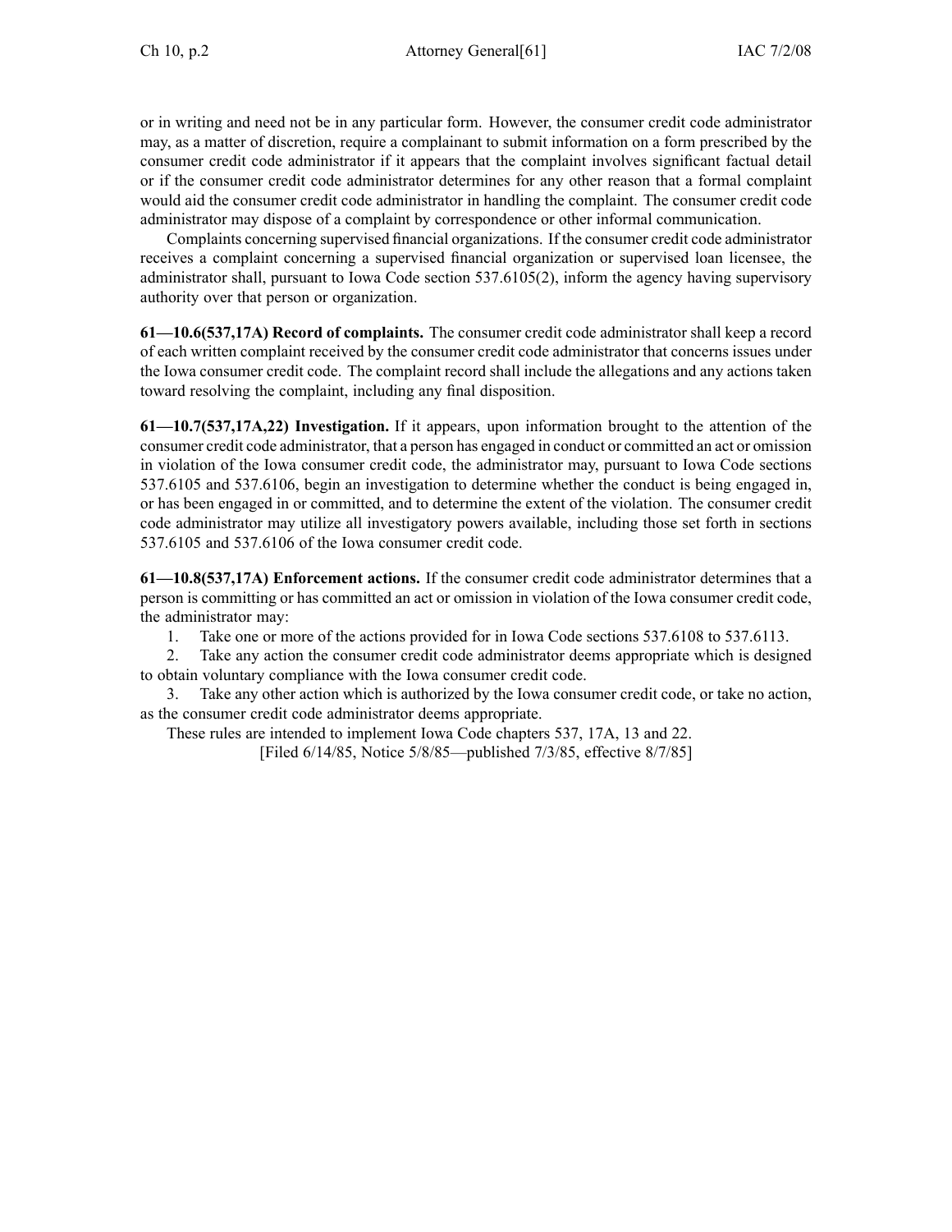or in writing and need not be in any particular form. However, the consumer credit code administrator may, as a matter of discretion, require a complainant to submit information on a form prescribed by the consumer credit code administrator if it appears that the complaint involves significant factual detail or if the consumer credit code administrator determines for any other reason that a formal complaint would aid the consumer credit code administrator in handling the complaint. The consumer credit code administrator may dispose of a complaint by correspondence or other informal communication.

Complaints concerning supervised financial organizations. If the consumer credit code administrator receives a complaint concerning a supervised financial organization or supervised loan licensee, the administrator shall, pursuant to Iowa Code section 537.6105(2), inform the agency having supervisory authority over that person or organization.

**61—10.6(537,17A) Record of complaints.** The consumer credit code administrator shall keep a record of each written complaint received by the consumer credit code administrator that concerns issues under the Iowa consumer credit code. The complaint record shall include the allegations and any actions taken toward resolving the complaint, including any final disposition.

**61—10.7(537,17A,22) Investigation.** If it appears, upon information brought to the attention of the consumer credit code administrator, that a person has engaged in conduct or committed an act or omission in violation of the Iowa consumer credit code, the administrator may, pursuant to Iowa Code sections 537.6105 and 537.6106, begin an investigation to determine whether the conduct is being engaged in, or has been engaged in or committed, and to determine the extent of the violation. The consumer credit code administrator may utilize all investigatory powers available, including those set forth in sections 537.6105 and 537.6106 of the Iowa consumer credit code.

**61—10.8(537,17A) Enforcement actions.** If the consumer credit code administrator determines that a person is committing or has committed an act or omission in violation of the Iowa consumer credit code, the administrator may:

1. Take one or more of the actions provided for in Iowa Code sections 537.6108 to 537.6113.
2. Take any action the consumer credit code administrator deems appropriate which is designed to obtain voluntary compliance with the Iowa consumer credit code.
3. Take any other action which is authorized by the Iowa consumer credit code, or take no action, as the consumer credit code administrator deems appropriate.

These rules are intended to implement Iowa Code chapters 537, 17A, 13 and 22.

[Filed 6/14/85, Notice 5/8/85—published 7/3/85, effective 8/7/85]